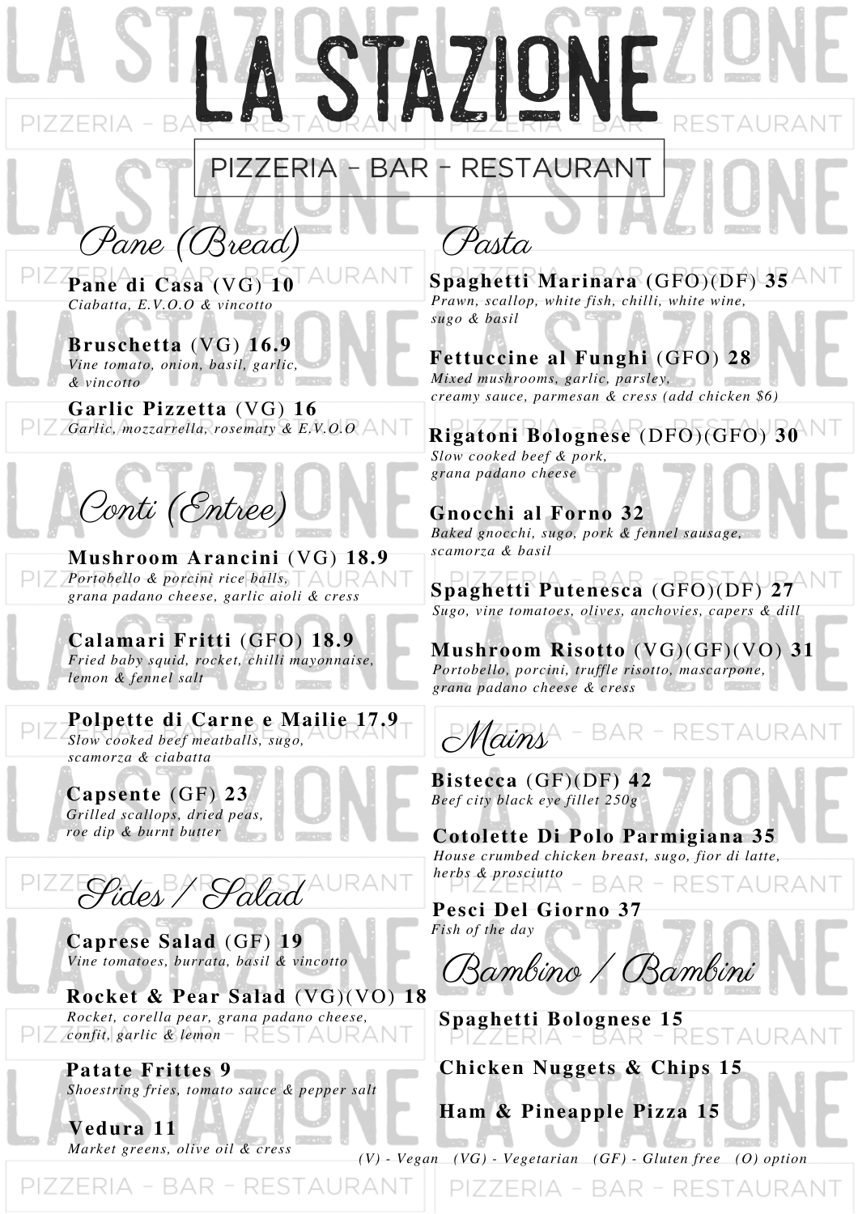# LA STAZIONE

PIZZERIA – BAR – RESTAURANT

## Pane (Bread)

**Pane di Casa** (VG) **10**
*Ciabatta, E.V.O.O & vincotto*

**Bruschetta** (VG) **16.9**
*Vine tomato, onion, basil, garlic, & vincotto*

**Garlic Pizzetta** (VG) **16**
*Garlic, mozzarella, rosematy & E.V.O.O*

## Conti (Entree)

**Mushroom Arancini** (VG) **18.9**
*Portobello & porcini rice balls, grana padano cheese, garlic aioli & cress*

**Calamari Fritti** (GFO) **18.9**
*Fried baby squid, rocket, chilli mayonnaise, lemon & fennel salt*

**Polpette di Carne e Mailie 17.9**
*Slow cooked beef meatballs, sugo, scamorza & ciabatta*

**Capsente** (GF) **23**
*Grilled scallops, dried peas, roe dip & burnt butter*

## Sides / Salad

**Caprese Salad** (GF) **19**
*Vine tomatoes, burrata, basil & vincotto*

**Rocket & Pear Salad** (VG)(VO) **18**
*Rocket, corella pear, grana padano cheese, confit, garlic & lemon*

**Patate Frittes 9**
*Shoestring fries, tomato sauce & pepper salt*

**Vedura 11**
*Market greens, olive oil & cress*

## Pasta

**Spaghetti Marinara** (GFO)(DF) **35**
*Prawn, scallop, white fish, chilli, white wine, sugo & basil*

**Fettuccine al Funghi** (GFO) **28**
*Mixed mushrooms, garlic, parsley, creamy sauce, parmesan & cress (add chicken $6)*

**Rigatoni Bolognese** (DFO)(GFO) **30**
*Slow cooked beef & pork, grana padano cheese*

**Gnocchi al Forno 32**
*Baked gnocchi, sugo, pork & fennel sausage, scamorza & basil*

**Spaghetti Putenesca** (GFO)(DF) **27**
*Sugo, vine tomatoes, olives, anchovies, capers & dill*

**Mushroom Risotto** (VG)(GF)(VO) **31**
*Portobello, porcini, truffle risotto, mascarpone, grana padano cheese & cress*

## Mains

**Bistecca** (GF)(DF) **42**
*Beef city black eye fillet 250g*

**Cotolette Di Polo Parmigiana 35**
*House crumbed chicken breast, sugo, fior di latte, herbs & prosciutto*

**Pesci Del Giorno 37**
*Fish of the day*

## Bambino / Bambini

**Spaghetti Bolognese 15**

**Chicken Nuggets & Chips 15**

**Ham & Pineapple Pizza 15**

*(V) - Vegan (VG) - Vegetarian (GF) - Gluten free (O) option*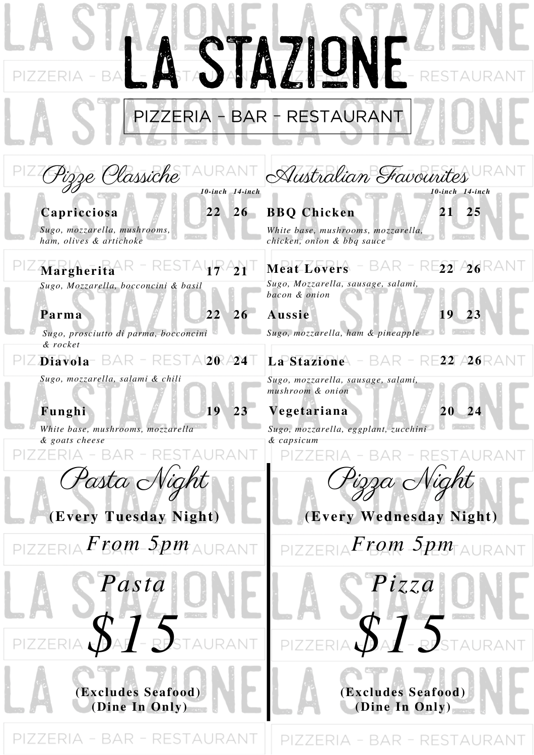# LA STAZIONE

PIZZERIA - BAR - RESTAURANT

## Pizze Classiche

| | 10-inch | 14-inch |
|---|---|---|
| **Capricciosa**<br>*Sugo, mozzarella, mushrooms, ham, olives & artichoke* | 22 | 26 |
| **Margherita**<br>*Sugo, Mozzarella, bocconcini & basil* | 17 | 21 |
| **Parma**<br>*Sugo, prosciutto di parma, bocconcini & rocket* | 22 | 26 |
| **Diavola**<br>*Sugo, mozzarella, salami & chili* | 20 | 24 |
| **Funghi**<br>*White base, mushrooms, mozzarella & goats cheese* | 19 | 23 |

## Australian Favourites

| | 10-inch | 14-inch |
|---|---|---|
| **BBQ Chicken**<br>*White base, mushrooms, mozzarella, chicken, onion & bbq sauce* | 21 | 25 |
| **Meat Lovers**<br>*Sugo, Mozzarella, sausage, salami, bacon & onion* | 22 | 26 |
| **Aussie**<br>*Sugo, mozzarella, ham & pineapple* | 19 | 23 |
| **La Stazione**<br>*Sugo, mozzarella, sausage, salami, mushroom & onion* | 22 | 26 |
| **Vegetariana**<br>*Sugo, mozzarella, eggplant, zucchini & capsicum* | 20 | 24 |

## Pasta Night

**(Every Tuesday Night)**

*From 5pm*

*Pasta*

*$15*

**(Excludes Seafood)**
**(Dine In Only)**

## Pizza Night

**(Every Wednesday Night)**

*From 5pm*

*Pizza*

*$15*

**(Excludes Seafood)**
**(Dine In Only)**